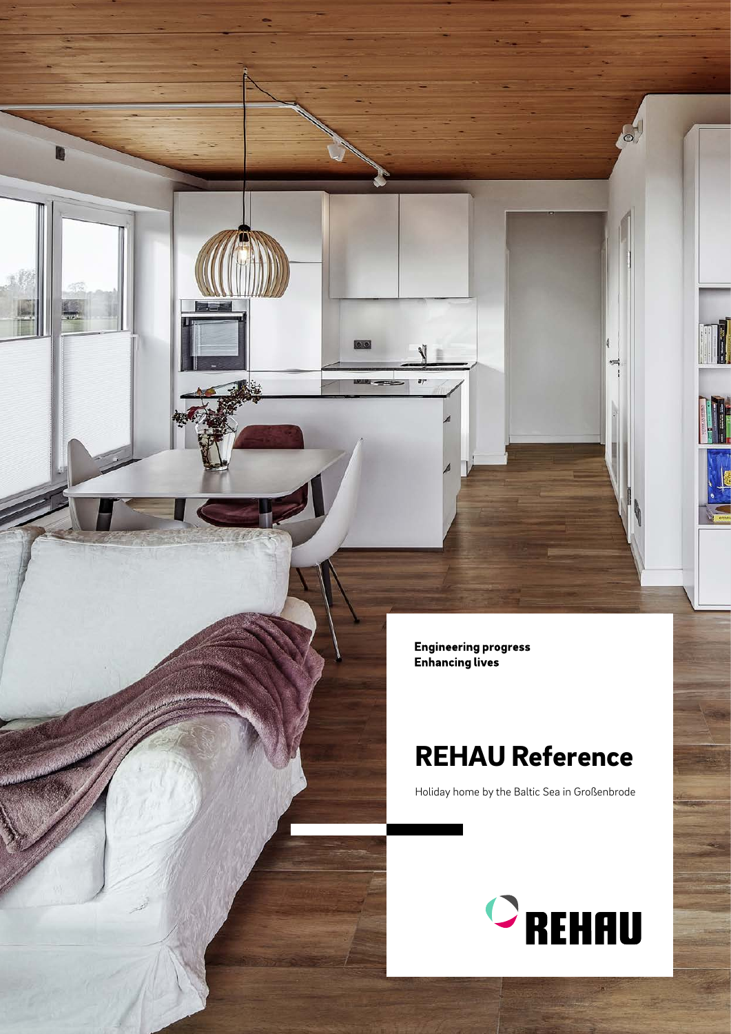**Engineering progress**
**Enhancing lives**

# REHAU Reference

Holiday home by the Baltic Sea in Großenbrode

REHAU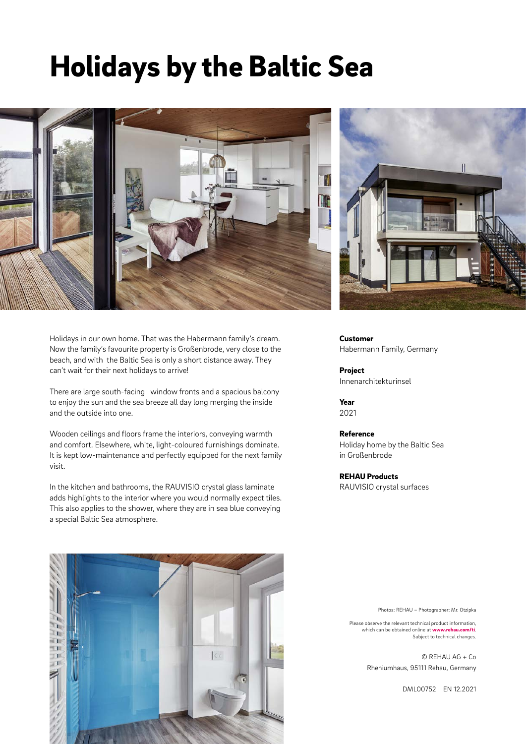# Holidays by the Baltic Sea

Holidays in our own home. That was the Habermann family's dream. Now the family's favourite property is Großenbrode, very close to the beach, and with  the Baltic Sea is only a short distance away. They can't wait for their next holidays to arrive!

There are large south-facing   window fronts and a spacious balcony to enjoy the sun and the sea breeze all day long merging the inside and the outside into one.

Wooden ceilings and floors frame the interiors, conveying warmth and comfort. Elsewhere, white, light-coloured furnishings dominate. It is kept low-maintenance and perfectly equipped for the next family visit.

In the kitchen and bathrooms, the RAUVISIO crystal glass laminate adds highlights to the interior where you would normally expect tiles. This also applies to the shower, where they are in sea blue conveying a special Baltic Sea atmosphere.

**Customer**
Habermann Family, Germany

**Project**
Innenarchitekturinsel

**Year**
2021

**Reference**
Holiday home by the Baltic Sea in Großenbrode

**REHAU Products**
RAUVISIO crystal surfaces

Photos: REHAU – Photographer: Mr. Otzipka

Please observe the relevant technical product information, which can be obtained online at **www.rehau.com/ti**. Subject to technical changes.

© REHAU AG + Co
Rheniumhaus, 95111 Rehau, Germany

DML00752 EN 12.2021